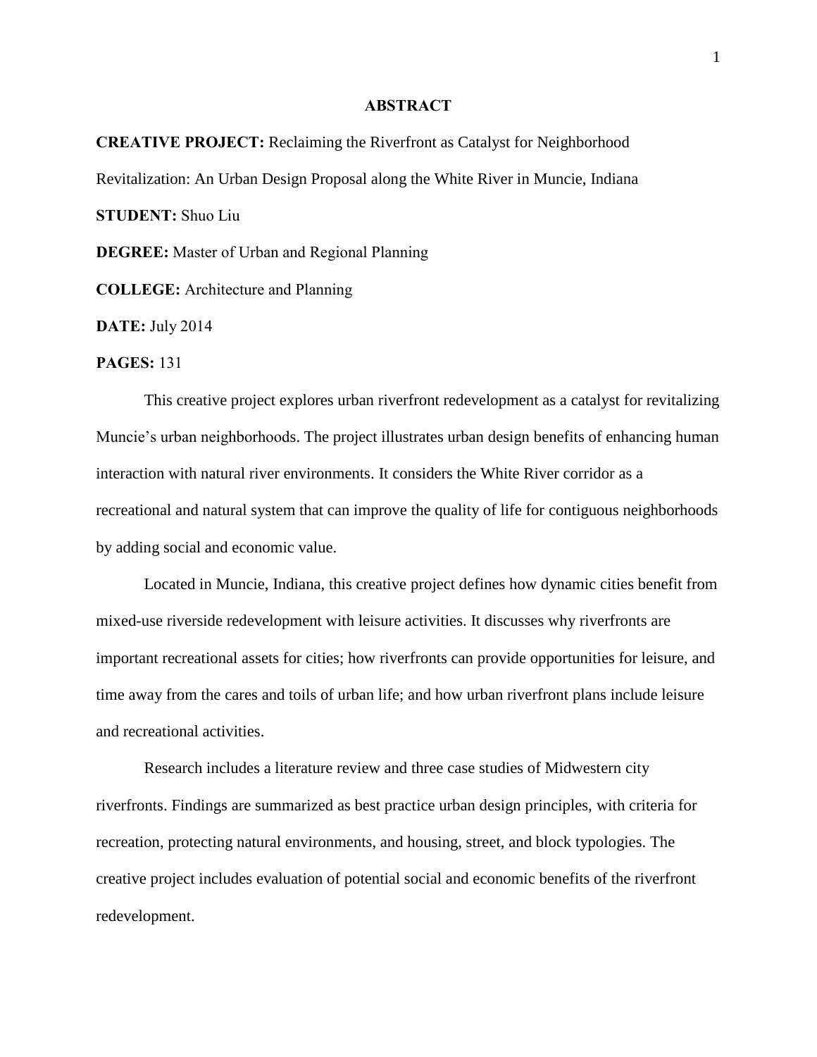# ABSTRACT

**CREATIVE PROJECT:** Reclaiming the Riverfront as Catalyst for Neighborhood Revitalization: An Urban Design Proposal along the White River in Muncie, Indiana

**STUDENT:** Shuo Liu

**DEGREE:** Master of Urban and Regional Planning

**COLLEGE:** Architecture and Planning

**DATE:** July 2014

**PAGES:** 131

This creative project explores urban riverfront redevelopment as a catalyst for revitalizing Muncie's urban neighborhoods. The project illustrates urban design benefits of enhancing human interaction with natural river environments. It considers the White River corridor as a recreational and natural system that can improve the quality of life for contiguous neighborhoods by adding social and economic value.

Located in Muncie, Indiana, this creative project defines how dynamic cities benefit from mixed-use riverside redevelopment with leisure activities. It discusses why riverfronts are important recreational assets for cities; how riverfronts can provide opportunities for leisure, and time away from the cares and toils of urban life; and how urban riverfront plans include leisure and recreational activities.

Research includes a literature review and three case studies of Midwestern city riverfronts. Findings are summarized as best practice urban design principles, with criteria for recreation, protecting natural environments, and housing, street, and block typologies. The creative project includes evaluation of potential social and economic benefits of the riverfront redevelopment.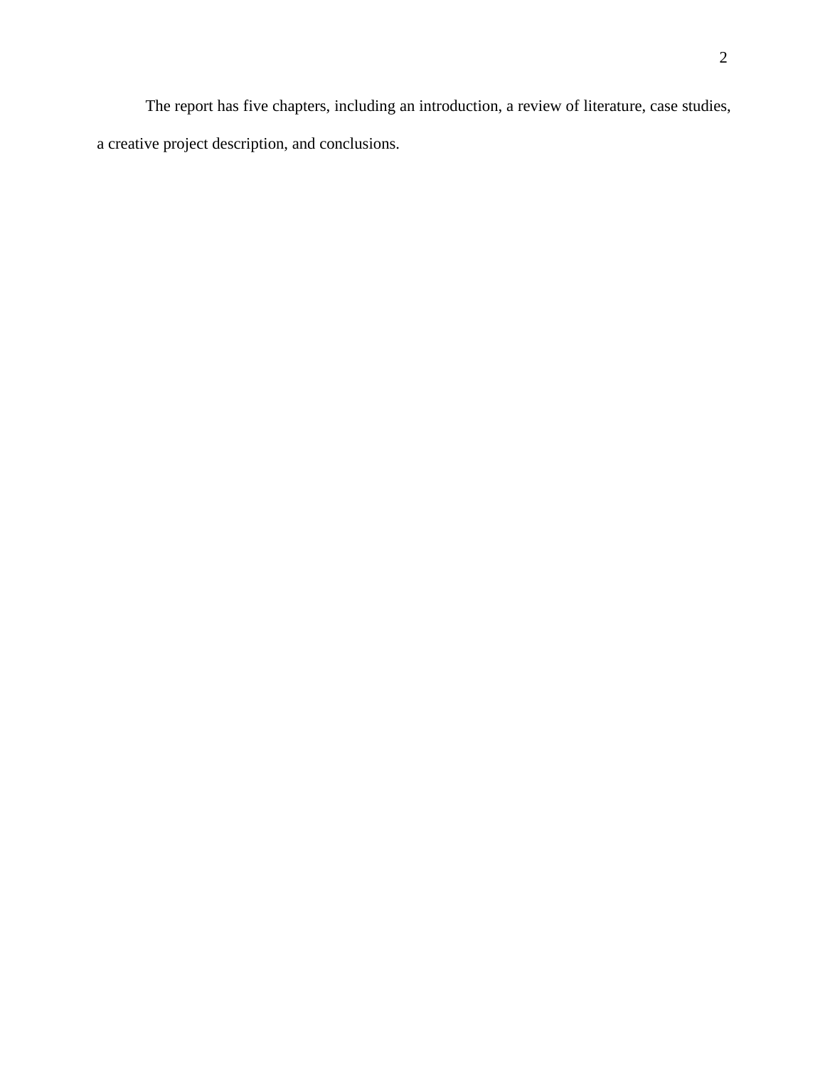The report has five chapters, including an introduction, a review of literature, case studies, a creative project description, and conclusions.